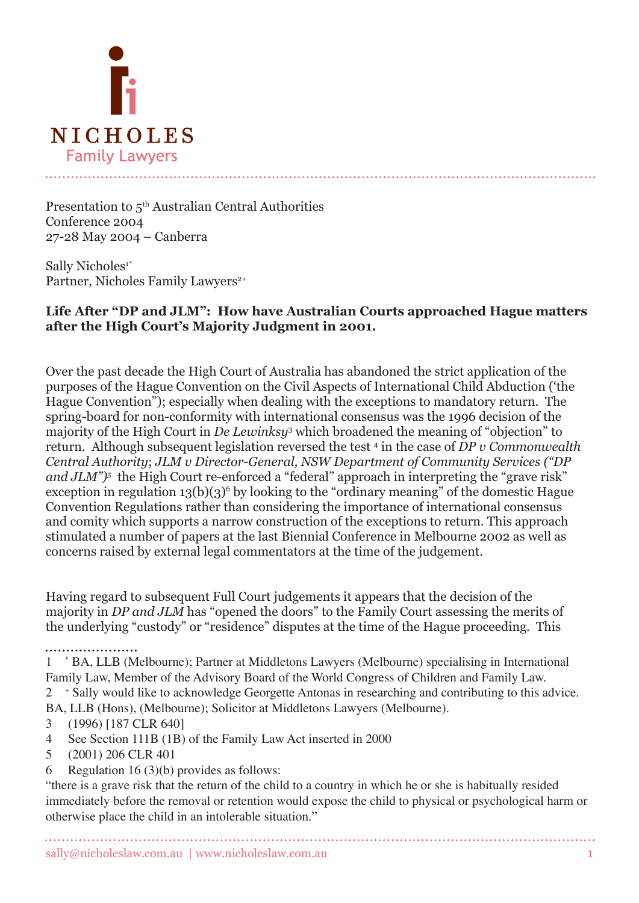NICHOLES
Family Lawyers

Presentation to 5th Australian Central Authorities Conference 2004
27-28 May 2004 – Canberra

Sally Nicholes[1*]
Partner, Nicholes Family Lawyers[2+]

**Life After "DP and JLM": How have Australian Courts approached Hague matters after the High Court's Majority Judgment in 2001.**

Over the past decade the High Court of Australia has abandoned the strict application of the purposes of the Hague Convention on the Civil Aspects of International Child Abduction ('the Hague Convention"); especially when dealing with the exceptions to mandatory return. The spring-board for non-conformity with international consensus was the 1996 decision of the majority of the High Court in *De Lewinksy*[3] which broadened the meaning of "objection" to return. Although subsequent legislation reversed the test [4] in the case of *DP v Commonwealth Central Authority*; *JLM v Director-General, NSW Department of Community Services ("DP and JLM")*[5] the High Court re-enforced a "federal" approach in interpreting the "grave risk" exception in regulation 13(b)(3)[6] by looking to the "ordinary meaning" of the domestic Hague Convention Regulations rather than considering the importance of international consensus and comity which supports a narrow construction of the exceptions to return. This approach stimulated a number of papers at the last Biennial Conference in Melbourne 2002 as well as concerns raised by external legal commentators at the time of the judgement.

Having regard to subsequent Full Court judgements it appears that the decision of the majority in *DP and JLM* has "opened the doors" to the Family Court assessing the merits of the underlying "custody" or "residence" disputes at the time of the Hague proceeding. This

---

1 * BA, LLB (Melbourne); Partner at Middletons Lawyers (Melbourne) specialising in International Family Law, Member of the Advisory Board of the World Congress of Children and Family Law.

2 + Sally would like to acknowledge Georgette Antonas in researching and contributing to this advice. BA, LLB (Hons), (Melbourne); Solicitor at Middletons Lawyers (Melbourne).

3 (1996) [187 CLR 640]

4 See Section 111B (1B) of the Family Law Act inserted in 2000

5 (2001) 206 CLR 401

6 Regulation 16 (3)(b) provides as follows:
"there is a grave risk that the return of the child to a country in which he or she is habitually resided immediately before the removal or retention would expose the child to physical or psychological harm or otherwise place the child in an intolerable situation."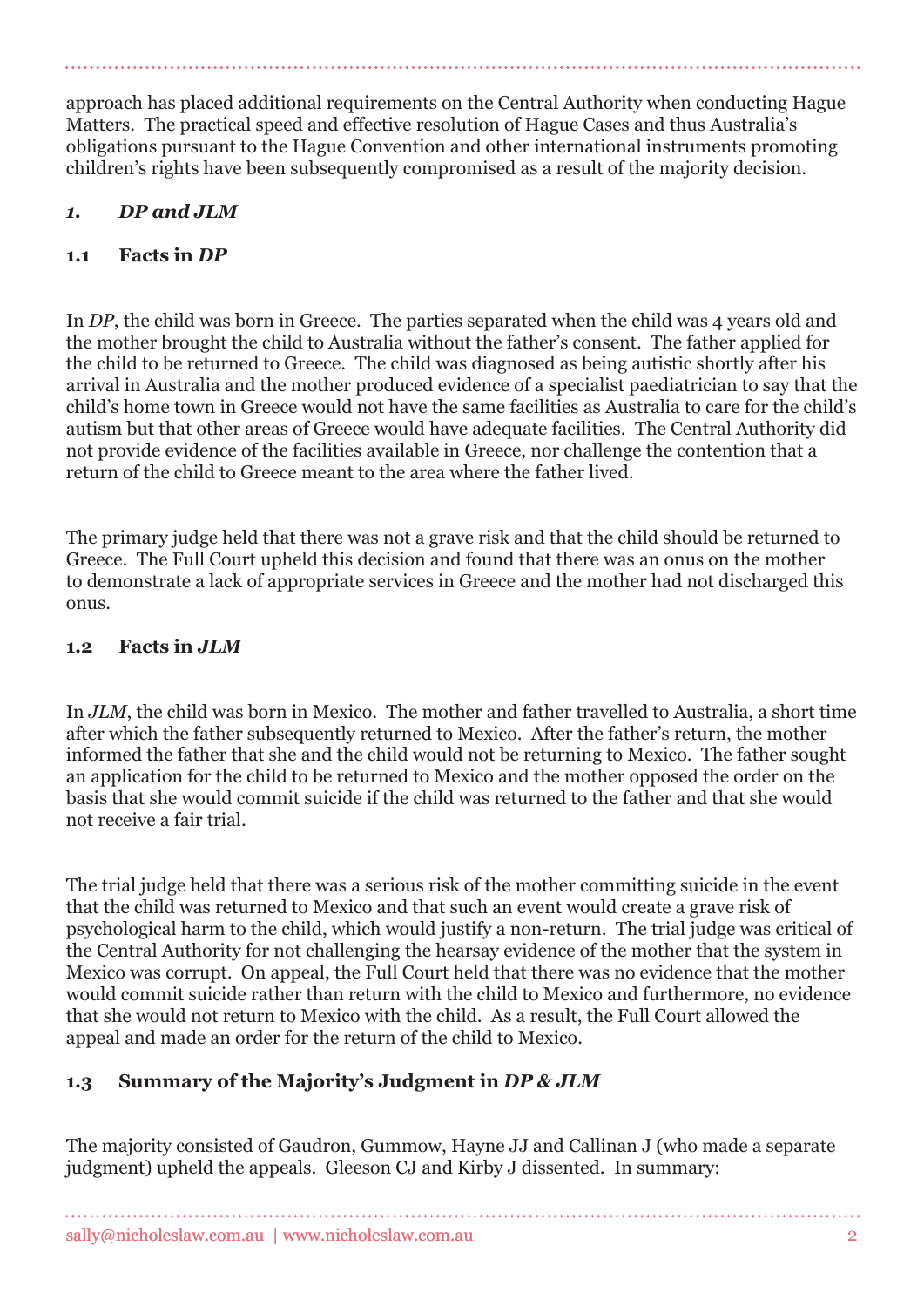approach has placed additional requirements on the Central Authority when conducting Hague Matters. The practical speed and effective resolution of Hague Cases and thus Australia's obligations pursuant to the Hague Convention and other international instruments promoting children's rights have been subsequently compromised as a result of the majority decision.

## *1. DP and JLM*

### 1.1 Facts in *DP*

In *DP*, the child was born in Greece. The parties separated when the child was 4 years old and the mother brought the child to Australia without the father's consent. The father applied for the child to be returned to Greece. The child was diagnosed as being autistic shortly after his arrival in Australia and the mother produced evidence of a specialist paediatrician to say that the child's home town in Greece would not have the same facilities as Australia to care for the child's autism but that other areas of Greece would have adequate facilities. The Central Authority did not provide evidence of the facilities available in Greece, nor challenge the contention that a return of the child to Greece meant to the area where the father lived.

The primary judge held that there was not a grave risk and that the child should be returned to Greece. The Full Court upheld this decision and found that there was an onus on the mother to demonstrate a lack of appropriate services in Greece and the mother had not discharged this onus.

### 1.2 Facts in *JLM*

In *JLM*, the child was born in Mexico. The mother and father travelled to Australia, a short time after which the father subsequently returned to Mexico. After the father's return, the mother informed the father that she and the child would not be returning to Mexico. The father sought an application for the child to be returned to Mexico and the mother opposed the order on the basis that she would commit suicide if the child was returned to the father and that she would not receive a fair trial.

The trial judge held that there was a serious risk of the mother committing suicide in the event that the child was returned to Mexico and that such an event would create a grave risk of psychological harm to the child, which would justify a non-return. The trial judge was critical of the Central Authority for not challenging the hearsay evidence of the mother that the system in Mexico was corrupt. On appeal, the Full Court held that there was no evidence that the mother would commit suicide rather than return with the child to Mexico and furthermore, no evidence that she would not return to Mexico with the child. As a result, the Full Court allowed the appeal and made an order for the return of the child to Mexico.

### 1.3 Summary of the Majority's Judgment in *DP & JLM*

The majority consisted of Gaudron, Gummow, Hayne JJ and Callinan J (who made a separate judgment) upheld the appeals. Gleeson CJ and Kirby J dissented. In summary: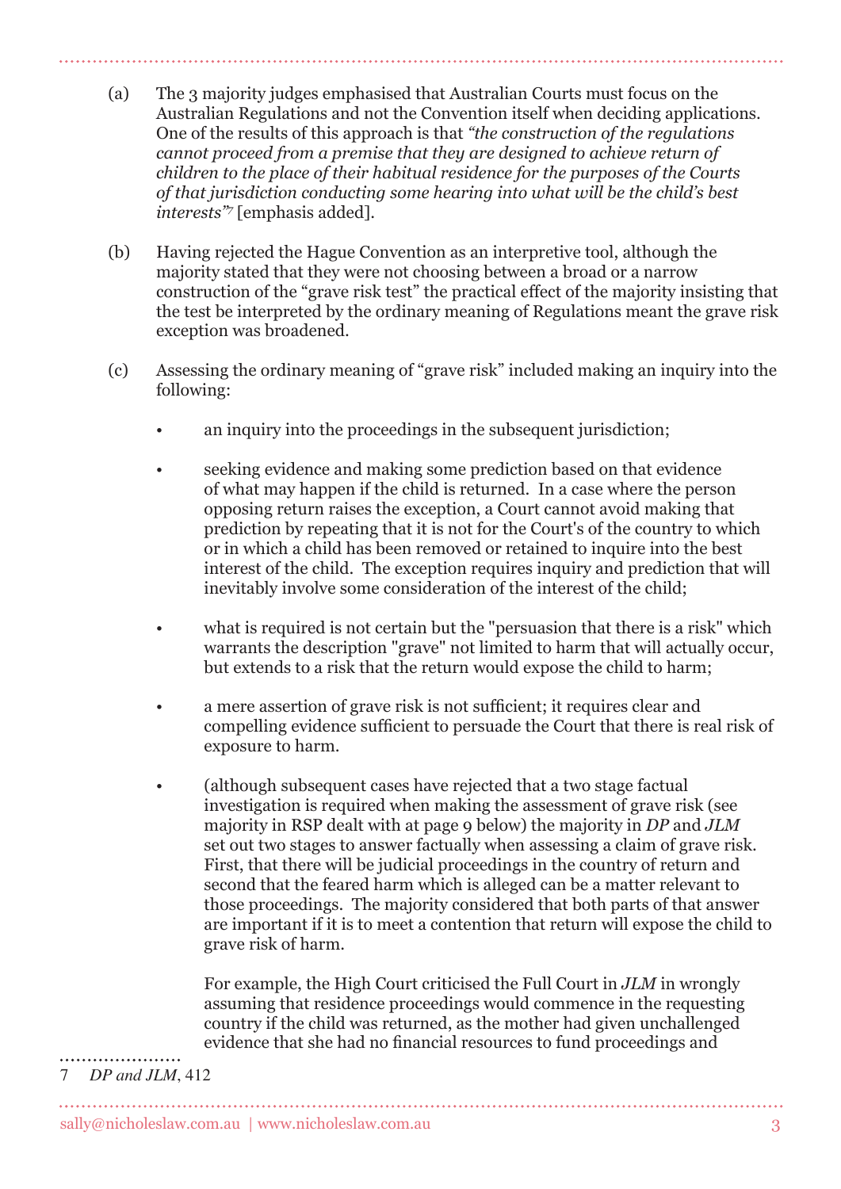(a) The 3 majority judges emphasised that Australian Courts must focus on the Australian Regulations and not the Convention itself when deciding applications. One of the results of this approach is that *"the construction of the regulations cannot proceed from a premise that they are designed to achieve return of children to the place of their habitual residence for the purposes of the Courts of that jurisdiction conducting some hearing into what will be the child's best interests"*[7] [emphasis added].

(b) Having rejected the Hague Convention as an interpretive tool, although the majority stated that they were not choosing between a broad or a narrow construction of the "grave risk test" the practical effect of the majority insisting that the test be interpreted by the ordinary meaning of Regulations meant the grave risk exception was broadened.

(c) Assessing the ordinary meaning of "grave risk" included making an inquiry into the following:

- an inquiry into the proceedings in the subsequent jurisdiction;

- seeking evidence and making some prediction based on that evidence of what may happen if the child is returned. In a case where the person opposing return raises the exception, a Court cannot avoid making that prediction by repeating that it is not for the Court's of the country to which or in which a child has been removed or retained to inquire into the best interest of the child. The exception requires inquiry and prediction that will inevitably involve some consideration of the interest of the child;

- what is required is not certain but the "persuasion that there is a risk" which warrants the description "grave" not limited to harm that will actually occur, but extends to a risk that the return would expose the child to harm;

- a mere assertion of grave risk is not sufficient; it requires clear and compelling evidence sufficient to persuade the Court that there is real risk of exposure to harm.

- (although subsequent cases have rejected that a two stage factual investigation is required when making the assessment of grave risk (see majority in RSP dealt with at page 9 below) the majority in *DP* and *JLM* set out two stages to answer factually when assessing a claim of grave risk. First, that there will be judicial proceedings in the country of return and second that the feared harm which is alleged can be a matter relevant to those proceedings. The majority considered that both parts of that answer are important if it is to meet a contention that return will expose the child to grave risk of harm.

  For example, the High Court criticised the Full Court in *JLM* in wrongly assuming that residence proceedings would commence in the requesting country if the child was returned, as the mother had given unchallenged evidence that she had no financial resources to fund proceedings and

---

7 *DP and JLM*, 412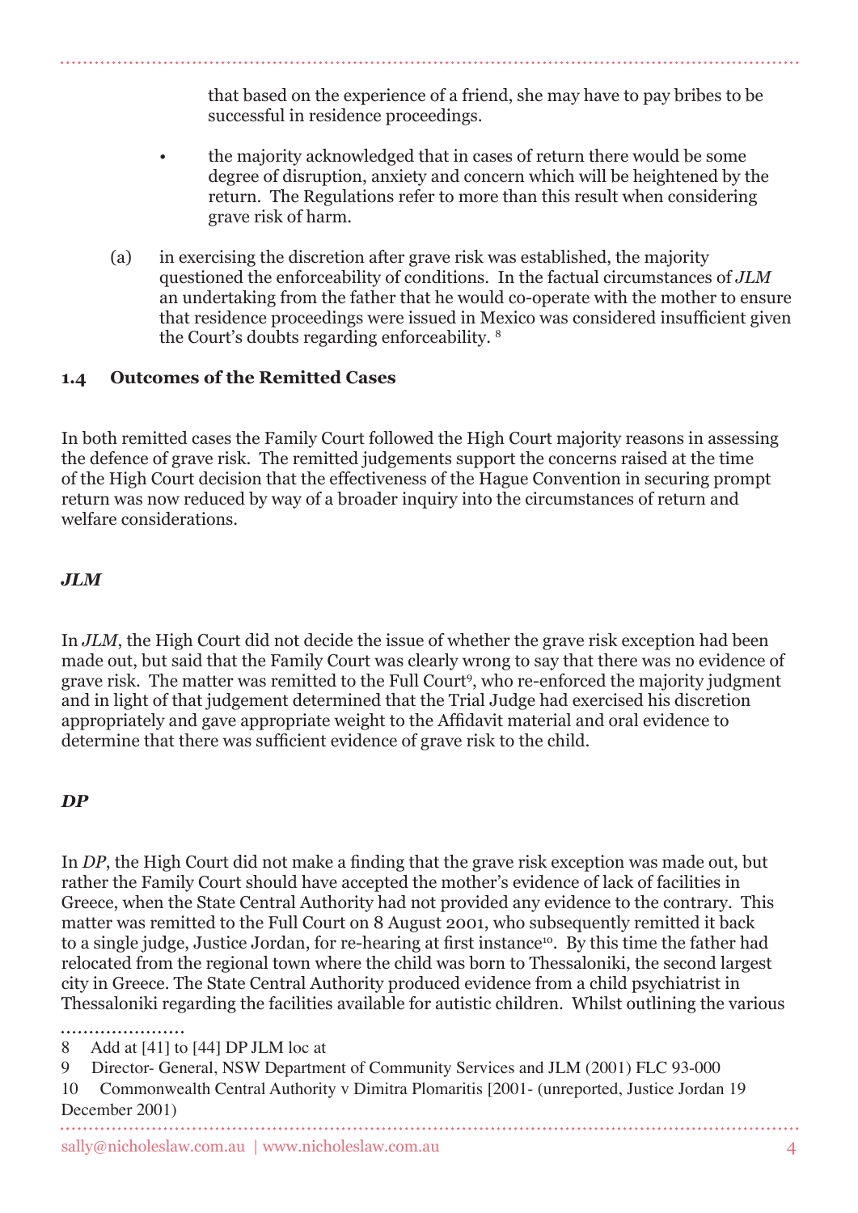that based on the experience of a friend, she may have to pay bribes to be successful in residence proceedings.

- the majority acknowledged that in cases of return there would be some degree of disruption, anxiety and concern which will be heightened by the return. The Regulations refer to more than this result when considering grave risk of harm.

(a) in exercising the discretion after grave risk was established, the majority questioned the enforceability of conditions. In the factual circumstances of *JLM* an undertaking from the father that he would co-operate with the mother to ensure that residence proceedings were issued in Mexico was considered insufficient given the Court's doubts regarding enforceability. [8]

### 1.4 Outcomes of the Remitted Cases

In both remitted cases the Family Court followed the High Court majority reasons in assessing the defence of grave risk. The remitted judgements support the concerns raised at the time of the High Court decision that the effectiveness of the Hague Convention in securing prompt return was now reduced by way of a broader inquiry into the circumstances of return and welfare considerations.

#### *JLM*

In *JLM*, the High Court did not decide the issue of whether the grave risk exception had been made out, but said that the Family Court was clearly wrong to say that there was no evidence of grave risk. The matter was remitted to the Full Court[9], who re-enforced the majority judgment and in light of that judgement determined that the Trial Judge had exercised his discretion appropriately and gave appropriate weight to the Affidavit material and oral evidence to determine that there was sufficient evidence of grave risk to the child.

#### *DP*

In *DP*, the High Court did not make a finding that the grave risk exception was made out, but rather the Family Court should have accepted the mother's evidence of lack of facilities in Greece, when the State Central Authority had not provided any evidence to the contrary. This matter was remitted to the Full Court on 8 August 2001, who subsequently remitted it back to a single judge, Justice Jordan, for re-hearing at first instance[10]. By this time the father had relocated from the regional town where the child was born to Thessaloniki, the second largest city in Greece. The State Central Authority produced evidence from a child psychiatrist in Thessaloniki regarding the facilities available for autistic children. Whilst outlining the various

---

8 Add at [41] to [44] DP JLM loc at

9 Director- General, NSW Department of Community Services and JLM (2001) FLC 93-000

10 Commonwealth Central Authority v Dimitra Plomaritis [2001- (unreported, Justice Jordan 19 December 2001)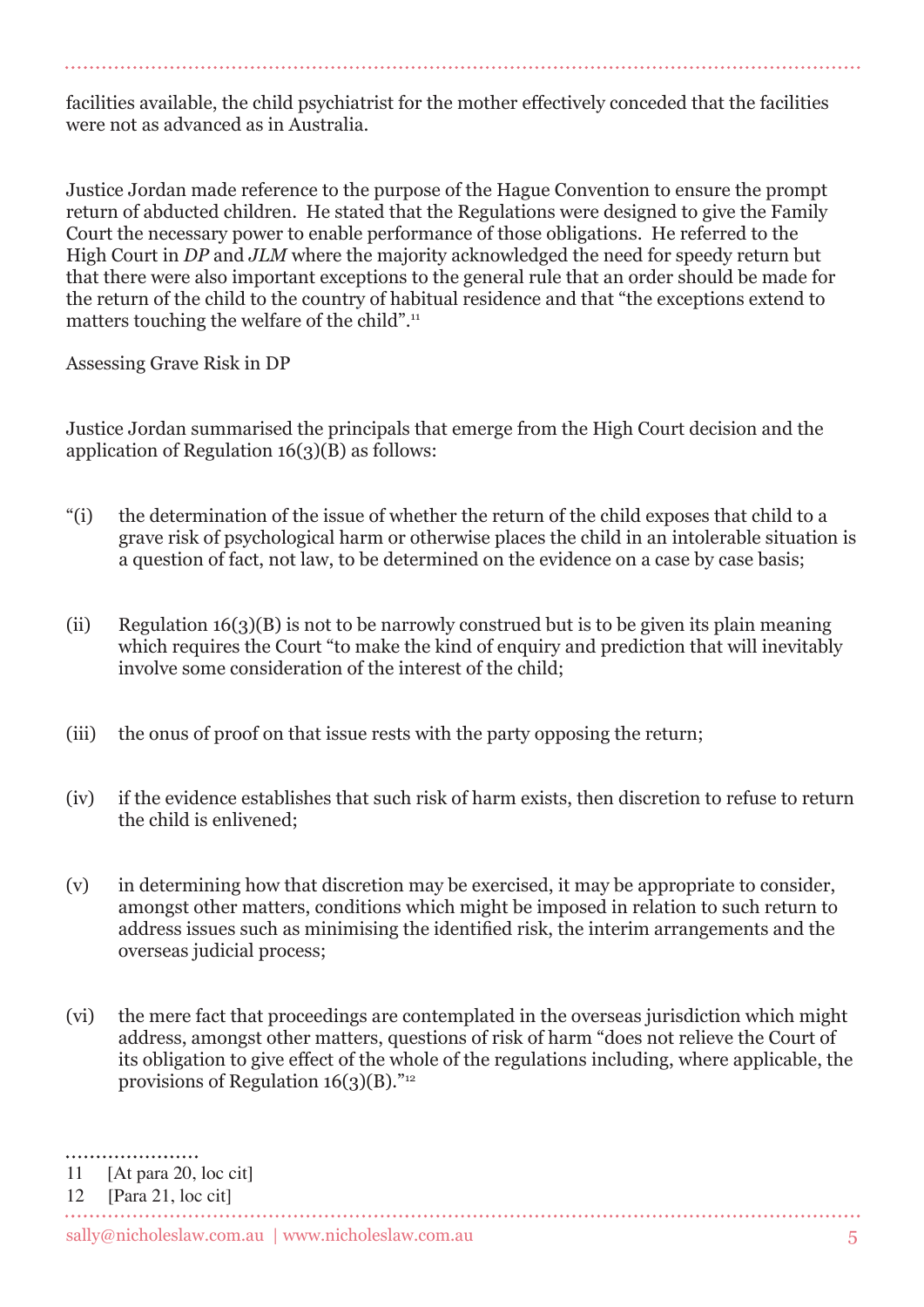facilities available, the child psychiatrist for the mother effectively conceded that the facilities were not as advanced as in Australia.

Justice Jordan made reference to the purpose of the Hague Convention to ensure the prompt return of abducted children. He stated that the Regulations were designed to give the Family Court the necessary power to enable performance of those obligations. He referred to the High Court in *DP* and *JLM* where the majority acknowledged the need for speedy return but that there were also important exceptions to the general rule that an order should be made for the return of the child to the country of habitual residence and that "the exceptions extend to matters touching the welfare of the child".[11]

Assessing Grave Risk in DP

Justice Jordan summarised the principals that emerge from the High Court decision and the application of Regulation 16(3)(B) as follows:

"(i) the determination of the issue of whether the return of the child exposes that child to a grave risk of psychological harm or otherwise places the child in an intolerable situation is a question of fact, not law, to be determined on the evidence on a case by case basis;

(ii) Regulation 16(3)(B) is not to be narrowly construed but is to be given its plain meaning which requires the Court "to make the kind of enquiry and prediction that will inevitably involve some consideration of the interest of the child;

(iii) the onus of proof on that issue rests with the party opposing the return;

(iv) if the evidence establishes that such risk of harm exists, then discretion to refuse to return the child is enlivened;

(v) in determining how that discretion may be exercised, it may be appropriate to consider, amongst other matters, conditions which might be imposed in relation to such return to address issues such as minimising the identified risk, the interim arrangements and the overseas judicial process;

(vi) the mere fact that proceedings are contemplated in the overseas jurisdiction which might address, amongst other matters, questions of risk of harm "does not relieve the Court of its obligation to give effect of the whole of the regulations including, where applicable, the provisions of Regulation 16(3)(B)."[12]

---

11 [At para 20, loc cit]

12 [Para 21, loc cit]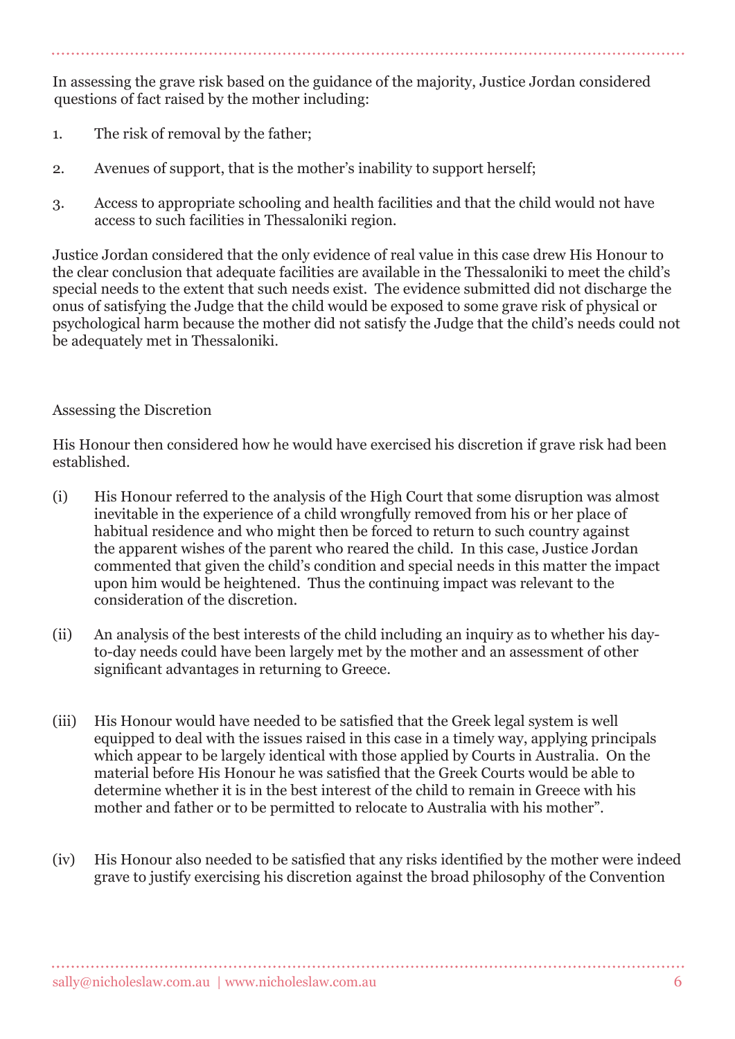In assessing the grave risk based on the guidance of the majority, Justice Jordan considered questions of fact raised by the mother including:

1. The risk of removal by the father;

2. Avenues of support, that is the mother's inability to support herself;

3. Access to appropriate schooling and health facilities and that the child would not have access to such facilities in Thessaloniki region.

Justice Jordan considered that the only evidence of real value in this case drew His Honour to the clear conclusion that adequate facilities are available in the Thessaloniki to meet the child's special needs to the extent that such needs exist. The evidence submitted did not discharge the onus of satisfying the Judge that the child would be exposed to some grave risk of physical or psychological harm because the mother did not satisfy the Judge that the child's needs could not be adequately met in Thessaloniki.

Assessing the Discretion

His Honour then considered how he would have exercised his discretion if grave risk had been established.

(i) His Honour referred to the analysis of the High Court that some disruption was almost inevitable in the experience of a child wrongfully removed from his or her place of habitual residence and who might then be forced to return to such country against the apparent wishes of the parent who reared the child. In this case, Justice Jordan commented that given the child's condition and special needs in this matter the impact upon him would be heightened. Thus the continuing impact was relevant to the consideration of the discretion.

(ii) An analysis of the best interests of the child including an inquiry as to whether his day-to-day needs could have been largely met by the mother and an assessment of other significant advantages in returning to Greece.

(iii) His Honour would have needed to be satisfied that the Greek legal system is well equipped to deal with the issues raised in this case in a timely way, applying principals which appear to be largely identical with those applied by Courts in Australia. On the material before His Honour he was satisfied that the Greek Courts would be able to determine whether it is in the best interest of the child to remain in Greece with his mother and father or to be permitted to relocate to Australia with his mother".

(iv) His Honour also needed to be satisfied that any risks identified by the mother were indeed grave to justify exercising his discretion against the broad philosophy of the Convention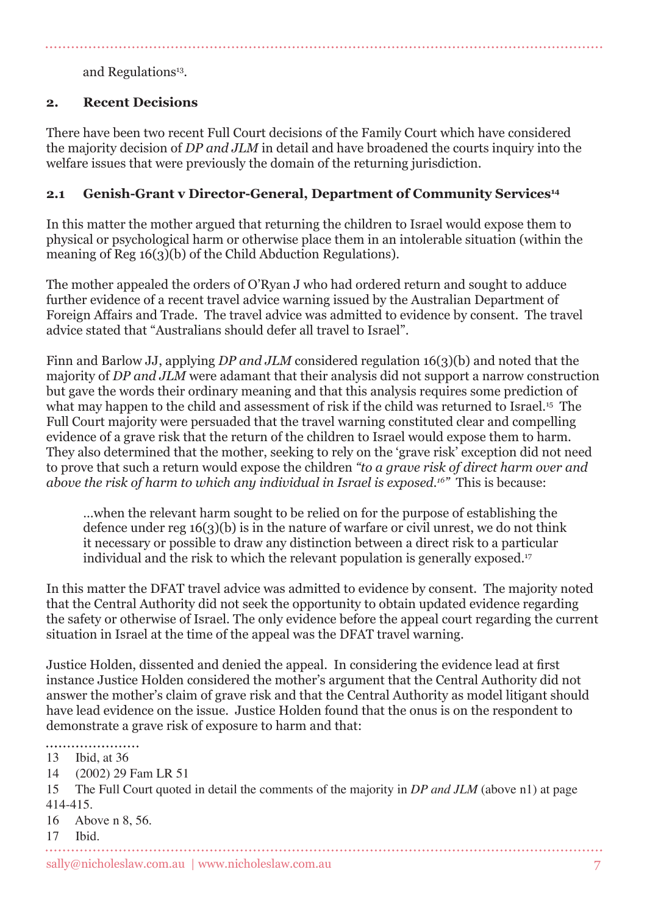and Regulations[13].

## 2. Recent Decisions

There have been two recent Full Court decisions of the Family Court which have considered the majority decision of *DP and JLM* in detail and have broadened the courts inquiry into the welfare issues that were previously the domain of the returning jurisdiction.

### 2.1 Genish-Grant v Director-General, Department of Community Services[14]

In this matter the mother argued that returning the children to Israel would expose them to physical or psychological harm or otherwise place them in an intolerable situation (within the meaning of Reg 16(3)(b) of the Child Abduction Regulations).

The mother appealed the orders of O'Ryan J who had ordered return and sought to adduce further evidence of a recent travel advice warning issued by the Australian Department of Foreign Affairs and Trade. The travel advice was admitted to evidence by consent. The travel advice stated that "Australians should defer all travel to Israel".

Finn and Barlow JJ, applying *DP and JLM* considered regulation 16(3)(b) and noted that the majority of *DP and JLM* were adamant that their analysis did not support a narrow construction but gave the words their ordinary meaning and that this analysis requires some prediction of what may happen to the child and assessment of risk if the child was returned to Israel.[15] The Full Court majority were persuaded that the travel warning constituted clear and compelling evidence of a grave risk that the return of the children to Israel would expose them to harm. They also determined that the mother, seeking to rely on the 'grave risk' exception did not need to prove that such a return would expose the children *"to a grave risk of direct harm over and above the risk of harm to which any individual in Israel is exposed.[16]"* This is because:

> ...when the relevant harm sought to be relied on for the purpose of establishing the defence under reg 16(3)(b) is in the nature of warfare or civil unrest, we do not think it necessary or possible to draw any distinction between a direct risk to a particular individual and the risk to which the relevant population is generally exposed.[17]

In this matter the DFAT travel advice was admitted to evidence by consent. The majority noted that the Central Authority did not seek the opportunity to obtain updated evidence regarding the safety or otherwise of Israel. The only evidence before the appeal court regarding the current situation in Israel at the time of the appeal was the DFAT travel warning.

Justice Holden, dissented and denied the appeal. In considering the evidence lead at first instance Justice Holden considered the mother's argument that the Central Authority did not answer the mother's claim of grave risk and that the Central Authority as model litigant should have lead evidence on the issue. Justice Holden found that the onus is on the respondent to demonstrate a grave risk of exposure to harm and that:

---

13 Ibid, at 36

14 (2002) 29 Fam LR 51

15 The Full Court quoted in detail the comments of the majority in *DP and JLM* (above n1) at page 414-415.

16 Above n 8, 56.

17 Ibid.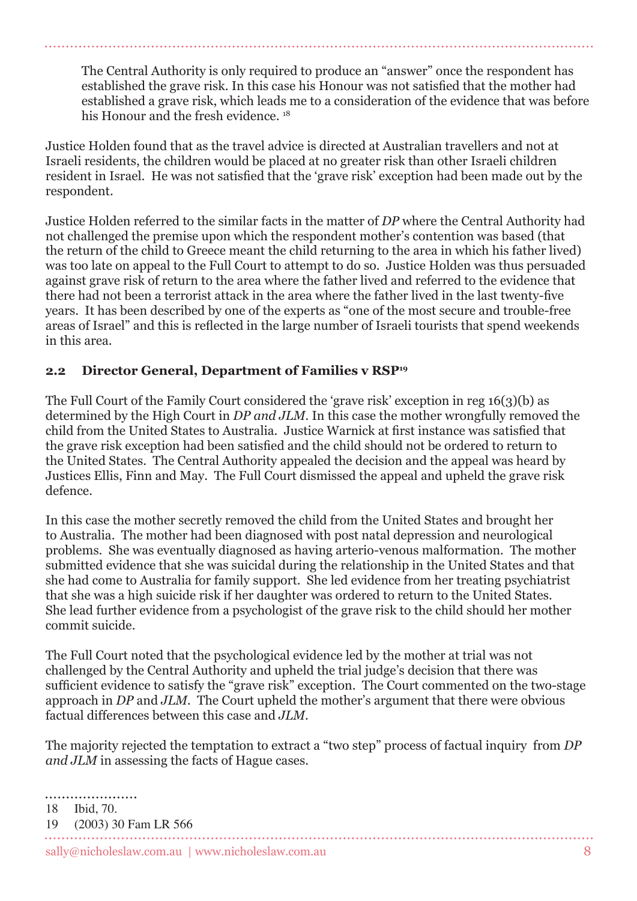> The Central Authority is only required to produce an "answer" once the respondent has established the grave risk. In this case his Honour was not satisfied that the mother had established a grave risk, which leads me to a consideration of the evidence that was before his Honour and the fresh evidence. [18]

Justice Holden found that as the travel advice is directed at Australian travellers and not at Israeli residents, the children would be placed at no greater risk than other Israeli children resident in Israel. He was not satisfied that the 'grave risk' exception had been made out by the respondent.

Justice Holden referred to the similar facts in the matter of *DP* where the Central Authority had not challenged the premise upon which the respondent mother's contention was based (that the return of the child to Greece meant the child returning to the area in which his father lived) was too late on appeal to the Full Court to attempt to do so. Justice Holden was thus persuaded against grave risk of return to the area where the father lived and referred to the evidence that there had not been a terrorist attack in the area where the father lived in the last twenty-five years. It has been described by one of the experts as "one of the most secure and trouble-free areas of Israel" and this is reflected in the large number of Israeli tourists that spend weekends in this area.

### 2.2 Director General, Department of Families v RSP[19]

The Full Court of the Family Court considered the 'grave risk' exception in reg 16(3)(b) as determined by the High Court in *DP and JLM*. In this case the mother wrongfully removed the child from the United States to Australia. Justice Warnick at first instance was satisfied that the grave risk exception had been satisfied and the child should not be ordered to return to the United States. The Central Authority appealed the decision and the appeal was heard by Justices Ellis, Finn and May. The Full Court dismissed the appeal and upheld the grave risk defence.

In this case the mother secretly removed the child from the United States and brought her to Australia. The mother had been diagnosed with post natal depression and neurological problems. She was eventually diagnosed as having arterio-venous malformation. The mother submitted evidence that she was suicidal during the relationship in the United States and that she had come to Australia for family support. She led evidence from her treating psychiatrist that she was a high suicide risk if her daughter was ordered to return to the United States. She lead further evidence from a psychologist of the grave risk to the child should her mother commit suicide.

The Full Court noted that the psychological evidence led by the mother at trial was not challenged by the Central Authority and upheld the trial judge's decision that there was sufficient evidence to satisfy the "grave risk" exception. The Court commented on the two-stage approach in *DP* and *JLM*. The Court upheld the mother's argument that there were obvious factual differences between this case and *JLM*.

The majority rejected the temptation to extract a "two step" process of factual inquiry from *DP and JLM* in assessing the facts of Hague cases.

---

18 Ibid, 70.

19 (2003) 30 Fam LR 566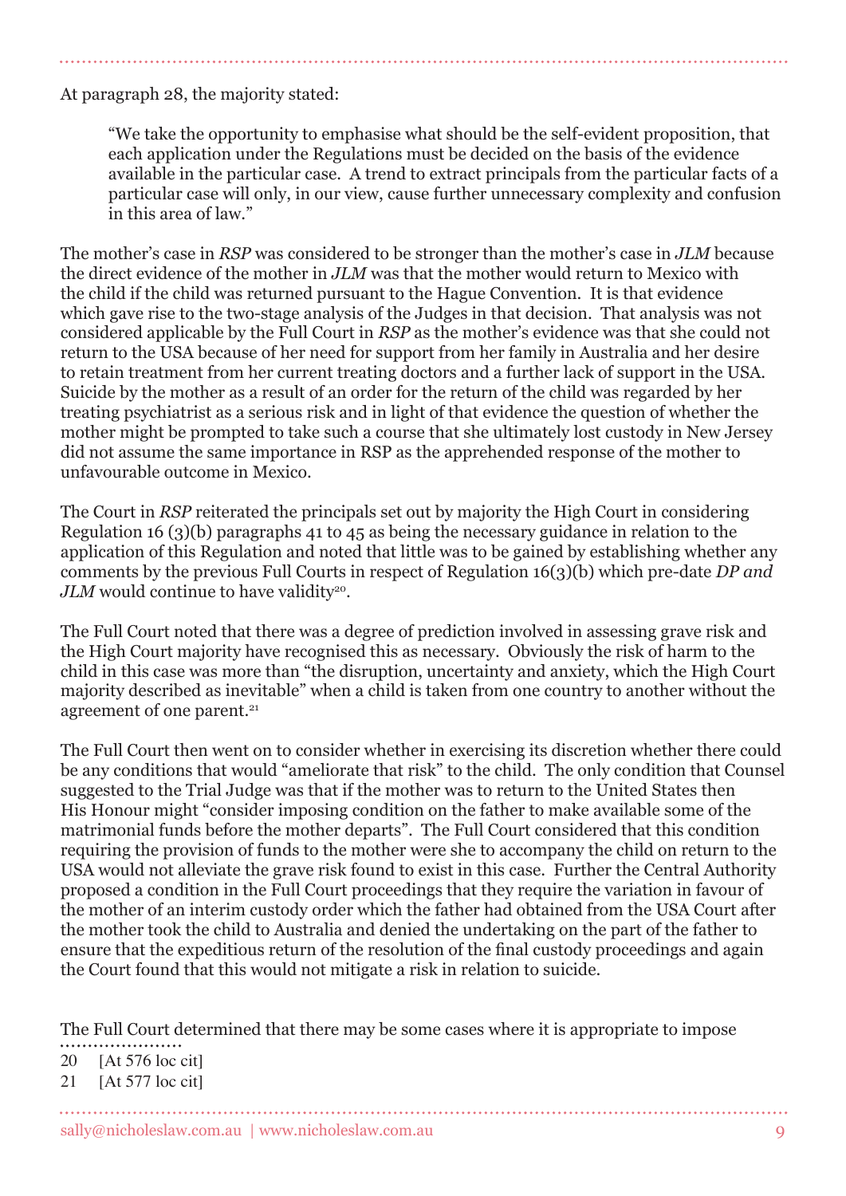At paragraph 28, the majority stated:

> "We take the opportunity to emphasise what should be the self-evident proposition, that each application under the Regulations must be decided on the basis of the evidence available in the particular case. A trend to extract principals from the particular facts of a particular case will only, in our view, cause further unnecessary complexity and confusion in this area of law."

The mother's case in *RSP* was considered to be stronger than the mother's case in *JLM* because the direct evidence of the mother in *JLM* was that the mother would return to Mexico with the child if the child was returned pursuant to the Hague Convention. It is that evidence which gave rise to the two-stage analysis of the Judges in that decision. That analysis was not considered applicable by the Full Court in *RSP* as the mother's evidence was that she could not return to the USA because of her need for support from her family in Australia and her desire to retain treatment from her current treating doctors and a further lack of support in the USA. Suicide by the mother as a result of an order for the return of the child was regarded by her treating psychiatrist as a serious risk and in light of that evidence the question of whether the mother might be prompted to take such a course that she ultimately lost custody in New Jersey did not assume the same importance in RSP as the apprehended response of the mother to unfavourable outcome in Mexico.

The Court in *RSP* reiterated the principals set out by majority the High Court in considering Regulation 16 (3)(b) paragraphs 41 to 45 as being the necessary guidance in relation to the application of this Regulation and noted that little was to be gained by establishing whether any comments by the previous Full Courts in respect of Regulation 16(3)(b) which pre-date *DP and JLM* would continue to have validity[20].

The Full Court noted that there was a degree of prediction involved in assessing grave risk and the High Court majority have recognised this as necessary. Obviously the risk of harm to the child in this case was more than "the disruption, uncertainty and anxiety, which the High Court majority described as inevitable" when a child is taken from one country to another without the agreement of one parent.[21]

The Full Court then went on to consider whether in exercising its discretion whether there could be any conditions that would "ameliorate that risk" to the child. The only condition that Counsel suggested to the Trial Judge was that if the mother was to return to the United States then His Honour might "consider imposing condition on the father to make available some of the matrimonial funds before the mother departs". The Full Court considered that this condition requiring the provision of funds to the mother were she to accompany the child on return to the USA would not alleviate the grave risk found to exist in this case. Further the Central Authority proposed a condition in the Full Court proceedings that they require the variation in favour of the mother of an interim custody order which the father had obtained from the USA Court after the mother took the child to Australia and denied the undertaking on the part of the father to ensure that the expeditious return of the resolution of the final custody proceedings and again the Court found that this would not mitigate a risk in relation to suicide.

The Full Court determined that there may be some cases where it is appropriate to impose

20 [At 576 loc cit]
21 [At 577 loc cit]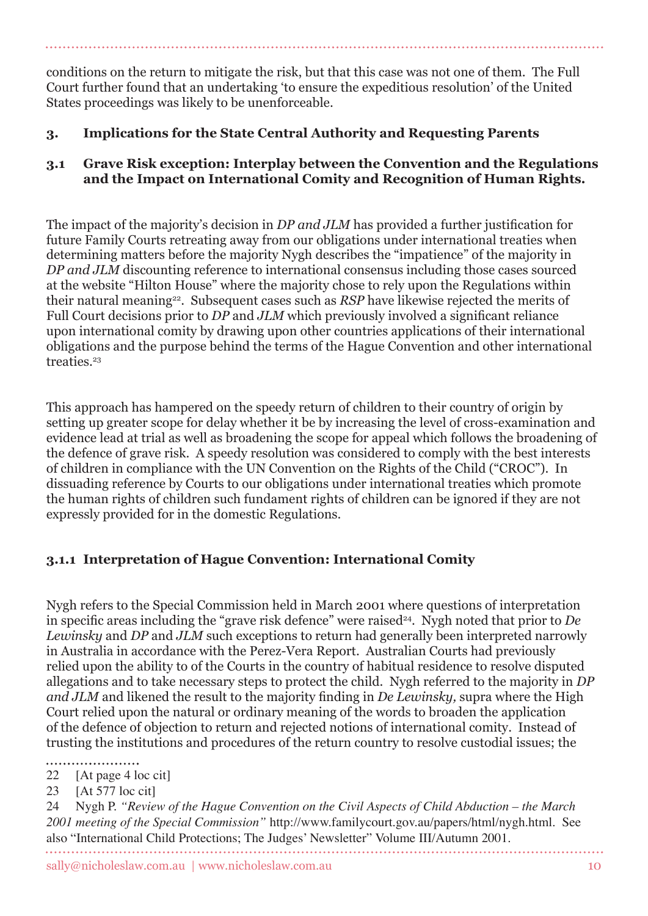conditions on the return to mitigate the risk, but that this case was not one of them. The Full Court further found that an undertaking 'to ensure the expeditious resolution' of the United States proceedings was likely to be unenforceable.

## 3. Implications for the State Central Authority and Requesting Parents

### 3.1 Grave Risk exception: Interplay between the Convention and the Regulations and the Impact on International Comity and Recognition of Human Rights.

The impact of the majority's decision in *DP and JLM* has provided a further justification for future Family Courts retreating away from our obligations under international treaties when determining matters before the majority Nygh describes the "impatience" of the majority in *DP and JLM* discounting reference to international consensus including those cases sourced at the website "Hilton House" where the majority chose to rely upon the Regulations within their natural meaning[22]. Subsequent cases such as *RSP* have likewise rejected the merits of Full Court decisions prior to *DP* and *JLM* which previously involved a significant reliance upon international comity by drawing upon other countries applications of their international obligations and the purpose behind the terms of the Hague Convention and other international treaties.[23]

This approach has hampered on the speedy return of children to their country of origin by setting up greater scope for delay whether it be by increasing the level of cross-examination and evidence lead at trial as well as broadening the scope for appeal which follows the broadening of the defence of grave risk. A speedy resolution was considered to comply with the best interests of children in compliance with the UN Convention on the Rights of the Child ("CROC"). In dissuading reference by Courts to our obligations under international treaties which promote the human rights of children such fundament rights of children can be ignored if they are not expressly provided for in the domestic Regulations.

#### 3.1.1 Interpretation of Hague Convention: International Comity

Nygh refers to the Special Commission held in March 2001 where questions of interpretation in specific areas including the "grave risk defence" were raised[24]. Nygh noted that prior to *De Lewinsky* and *DP* and *JLM* such exceptions to return had generally been interpreted narrowly in Australia in accordance with the Perez-Vera Report. Australian Courts had previously relied upon the ability to of the Courts in the country of habitual residence to resolve disputed allegations and to take necessary steps to protect the child. Nygh referred to the majority in *DP and JLM* and likened the result to the majority finding in *De Lewinsky,* supra where the High Court relied upon the natural or ordinary meaning of the words to broaden the application of the defence of objection to return and rejected notions of international comity. Instead of trusting the institutions and procedures of the return country to resolve custodial issues; the

---

22 [At page 4 loc cit]

23 [At 577 loc cit]

24 Nygh P. *"Review of the Hague Convention on the Civil Aspects of Child Abduction – the March 2001 meeting of the Special Commission"* http://www.familycourt.gov.au/papers/html/nygh.html. See also "International Child Protections; The Judges' Newsletter" Volume III/Autumn 2001.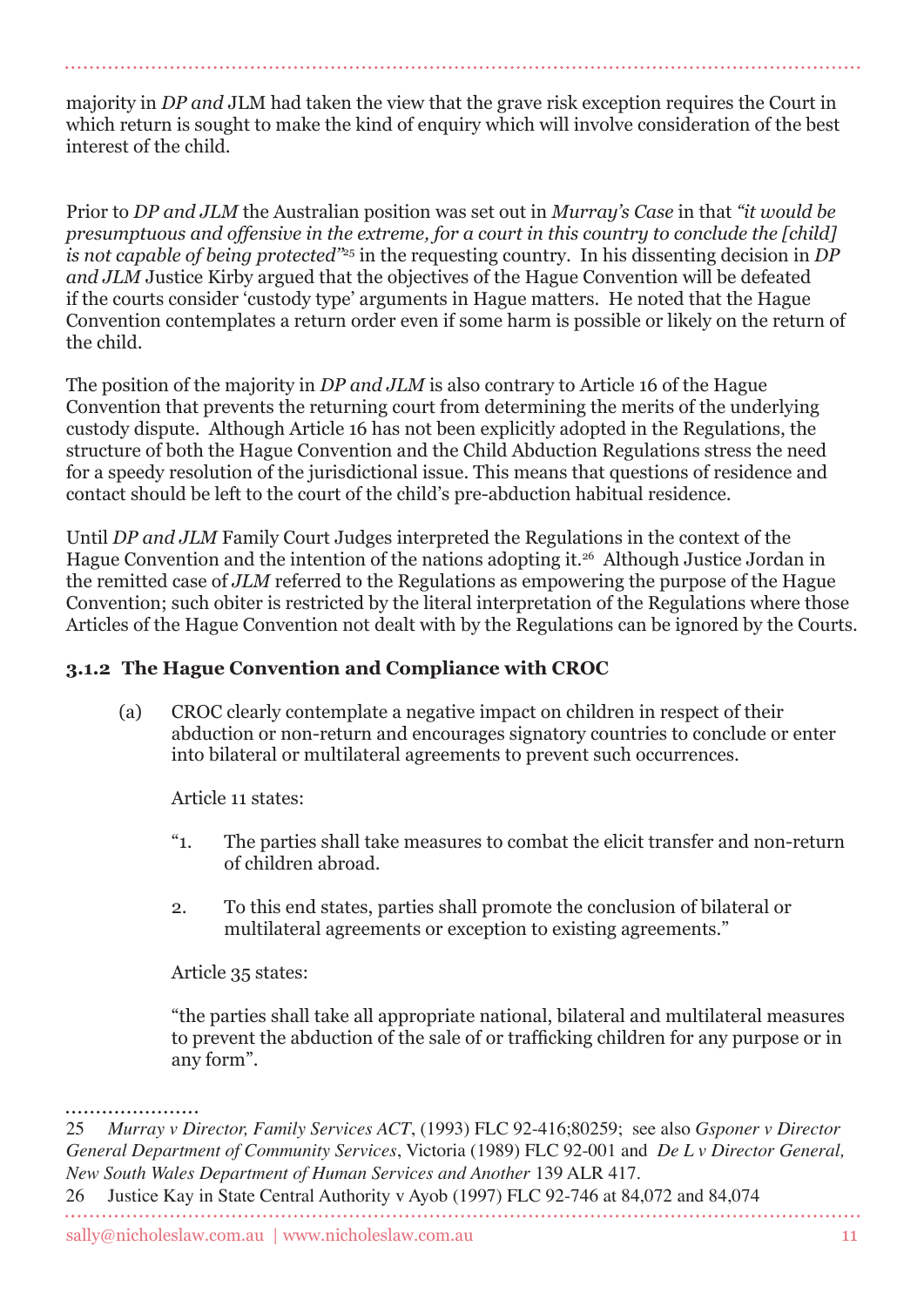majority in *DP and* JLM had taken the view that the grave risk exception requires the Court in which return is sought to make the kind of enquiry which will involve consideration of the best interest of the child.

Prior to *DP and JLM* the Australian position was set out in *Murray's Case* in that *"it would be presumptuous and offensive in the extreme, for a court in this country to conclude the [child] is not capable of being protected"*[25] in the requesting country. In his dissenting decision in *DP and JLM* Justice Kirby argued that the objectives of the Hague Convention will be defeated if the courts consider 'custody type' arguments in Hague matters. He noted that the Hague Convention contemplates a return order even if some harm is possible or likely on the return of the child.

The position of the majority in *DP and JLM* is also contrary to Article 16 of the Hague Convention that prevents the returning court from determining the merits of the underlying custody dispute. Although Article 16 has not been explicitly adopted in the Regulations, the structure of both the Hague Convention and the Child Abduction Regulations stress the need for a speedy resolution of the jurisdictional issue. This means that questions of residence and contact should be left to the court of the child's pre-abduction habitual residence.

Until *DP and JLM* Family Court Judges interpreted the Regulations in the context of the Hague Convention and the intention of the nations adopting it.[26] Although Justice Jordan in the remitted case of *JLM* referred to the Regulations as empowering the purpose of the Hague Convention; such obiter is restricted by the literal interpretation of the Regulations where those Articles of the Hague Convention not dealt with by the Regulations can be ignored by the Courts.

### 3.1.2 The Hague Convention and Compliance with CROC

(a) CROC clearly contemplate a negative impact on children in respect of their abduction or non-return and encourages signatory countries to conclude or enter into bilateral or multilateral agreements to prevent such occurrences.

Article 11 states:

"1. The parties shall take measures to combat the elicit transfer and non-return of children abroad.

2. To this end states, parties shall promote the conclusion of bilateral or multilateral agreements or exception to existing agreements."

Article 35 states:

"the parties shall take all appropriate national, bilateral and multilateral measures to prevent the abduction of the sale of or trafficking children for any purpose or in any form".

---

25 *Murray v Director, Family Services ACT*, (1993) FLC 92-416;80259; see also *Gsponer v Director General Department of Community Services*, Victoria (1989) FLC 92-001 and *De L v Director General, New South Wales Department of Human Services and Another* 139 ALR 417.

26 Justice Kay in State Central Authority v Ayob (1997) FLC 92-746 at 84,072 and 84,074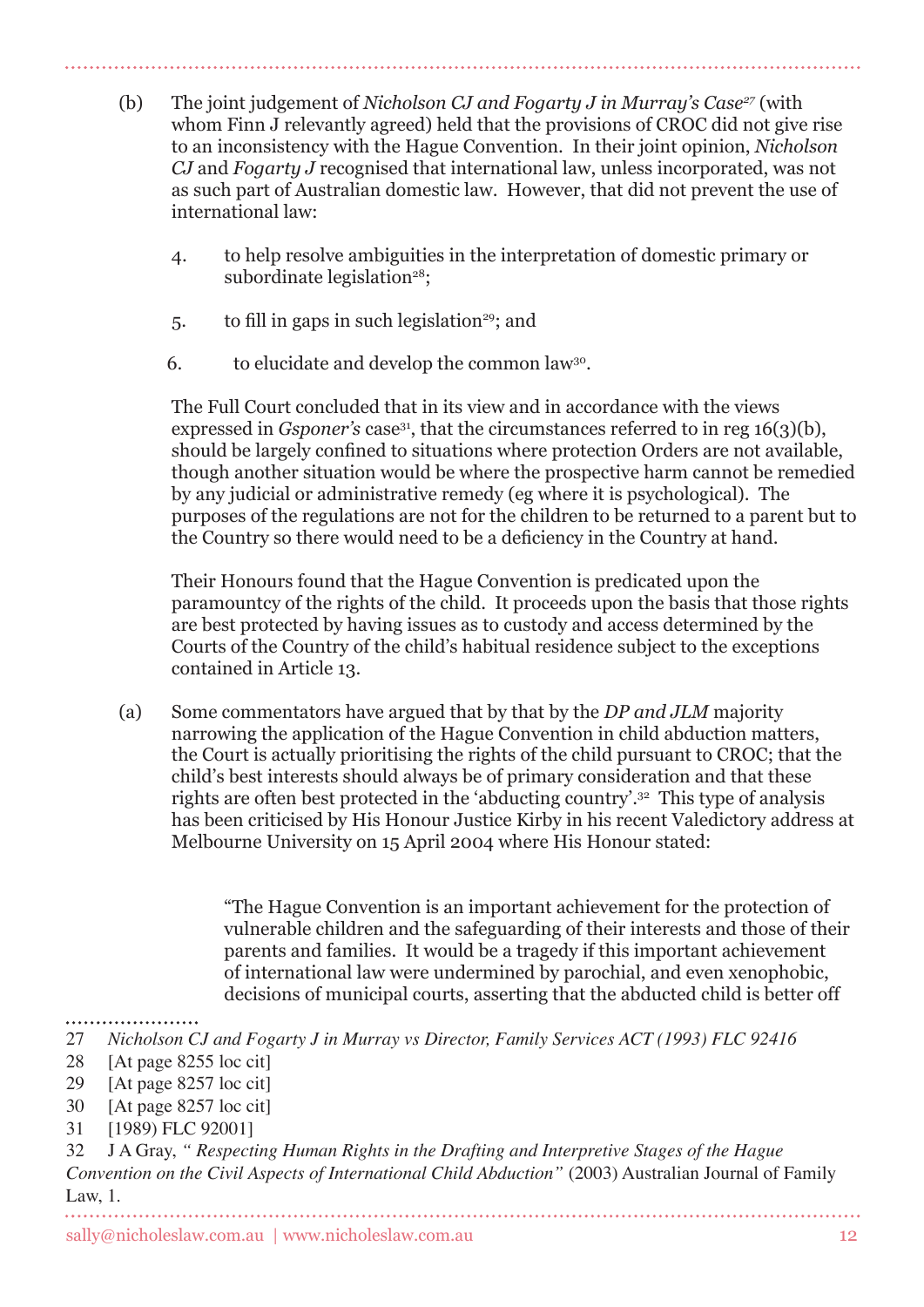(b) The joint judgement of *Nicholson CJ and Fogarty J in Murray's Case*[27] (with whom Finn J relevantly agreed) held that the provisions of CROC did not give rise to an inconsistency with the Hague Convention. In their joint opinion, *Nicholson CJ* and *Fogarty J* recognised that international law, unless incorporated, was not as such part of Australian domestic law. However, that did not prevent the use of international law:

4. to help resolve ambiguities in the interpretation of domestic primary or subordinate legislation[28];

5. to fill in gaps in such legislation[29]; and

6. to elucidate and develop the common law[30].

The Full Court concluded that in its view and in accordance with the views expressed in *Gsponer's* case[31], that the circumstances referred to in reg 16(3)(b), should be largely confined to situations where protection Orders are not available, though another situation would be where the prospective harm cannot be remedied by any judicial or administrative remedy (eg where it is psychological). The purposes of the regulations are not for the children to be returned to a parent but to the Country so there would need to be a deficiency in the Country at hand.

Their Honours found that the Hague Convention is predicated upon the paramountcy of the rights of the child. It proceeds upon the basis that those rights are best protected by having issues as to custody and access determined by the Courts of the Country of the child's habitual residence subject to the exceptions contained in Article 13.

(a) Some commentators have argued that by that by the *DP and JLM* majority narrowing the application of the Hague Convention in child abduction matters, the Court is actually prioritising the rights of the child pursuant to CROC; that the child's best interests should always be of primary consideration and that these rights are often best protected in the 'abducting country'.[32] This type of analysis has been criticised by His Honour Justice Kirby in his recent Valedictory address at Melbourne University on 15 April 2004 where His Honour stated:

> "The Hague Convention is an important achievement for the protection of vulnerable children and the safeguarding of their interests and those of their parents and families. It would be a tragedy if this important achievement of international law were undermined by parochial, and even xenophobic, decisions of municipal courts, asserting that the abducted child is better off

---

27 *Nicholson CJ and Fogarty J in Murray vs Director, Family Services ACT (1993) FLC 92416*

28 [At page 8255 loc cit]

29 [At page 8257 loc cit]

30 [At page 8257 loc cit]

31 [1989) FLC 92001]

32 J A Gray, *" Respecting Human Rights in the Drafting and Interpretive Stages of the Hague Convention on the Civil Aspects of International Child Abduction"* (2003) Australian Journal of Family Law, 1.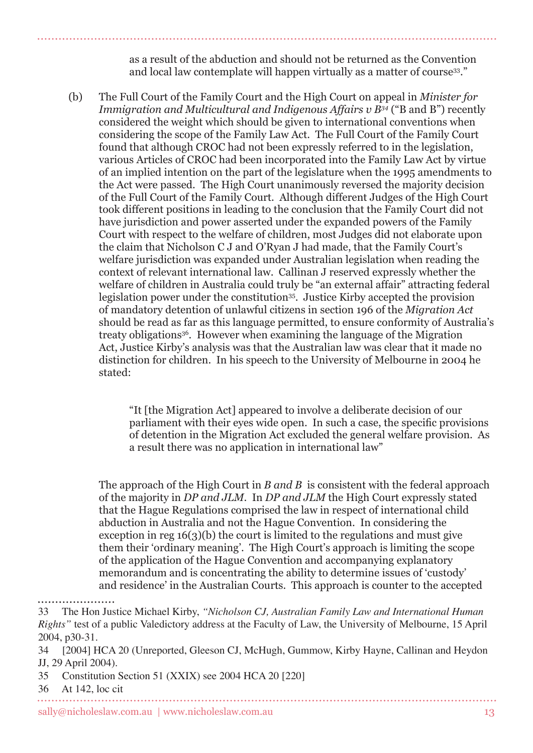as a result of the abduction and should not be returned as the Convention and local law contemplate will happen virtually as a matter of course[33]."

(b) The Full Court of the Family Court and the High Court on appeal in *Minister for Immigration and Multicultural and Indigenous Affairs v B*[34] ("B and B") recently considered the weight which should be given to international conventions when considering the scope of the Family Law Act. The Full Court of the Family Court found that although CROC had not been expressly referred to in the legislation, various Articles of CROC had been incorporated into the Family Law Act by virtue of an implied intention on the part of the legislature when the 1995 amendments to the Act were passed. The High Court unanimously reversed the majority decision of the Full Court of the Family Court. Although different Judges of the High Court took different positions in leading to the conclusion that the Family Court did not have jurisdiction and power asserted under the expanded powers of the Family Court with respect to the welfare of children, most Judges did not elaborate upon the claim that Nicholson C J and O'Ryan J had made, that the Family Court's welfare jurisdiction was expanded under Australian legislation when reading the context of relevant international law. Callinan J reserved expressly whether the welfare of children in Australia could truly be "an external affair" attracting federal legislation power under the constitution[35]. Justice Kirby accepted the provision of mandatory detention of unlawful citizens in section 196 of the *Migration Act* should be read as far as this language permitted, to ensure conformity of Australia's treaty obligations[36]. However when examining the language of the Migration Act, Justice Kirby's analysis was that the Australian law was clear that it made no distinction for children. In his speech to the University of Melbourne in 2004 he stated:

> "It [the Migration Act] appeared to involve a deliberate decision of our parliament with their eyes wide open. In such a case, the specific provisions of detention in the Migration Act excluded the general welfare provision. As a result there was no application in international law"

The approach of the High Court in *B and B* is consistent with the federal approach of the majority in *DP and JLM*. In *DP and JLM* the High Court expressly stated that the Hague Regulations comprised the law in respect of international child abduction in Australia and not the Hague Convention. In considering the exception in reg 16(3)(b) the court is limited to the regulations and must give them their 'ordinary meaning'. The High Court's approach is limiting the scope of the application of the Hague Convention and accompanying explanatory memorandum and is concentrating the ability to determine issues of 'custody' and residence' in the Australian Courts. This approach is counter to the accepted

---

33 The Hon Justice Michael Kirby, *"Nicholson CJ, Australian Family Law and International Human Rights"* test of a public Valedictory address at the Faculty of Law, the University of Melbourne, 15 April 2004, p30-31.

34 [2004] HCA 20 (Unreported, Gleeson CJ, McHugh, Gummow, Kirby Hayne, Callinan and Heydon JJ, 29 April 2004).

35 Constitution Section 51 (XXIX) see 2004 HCA 20 [220]

36 At 142, loc cit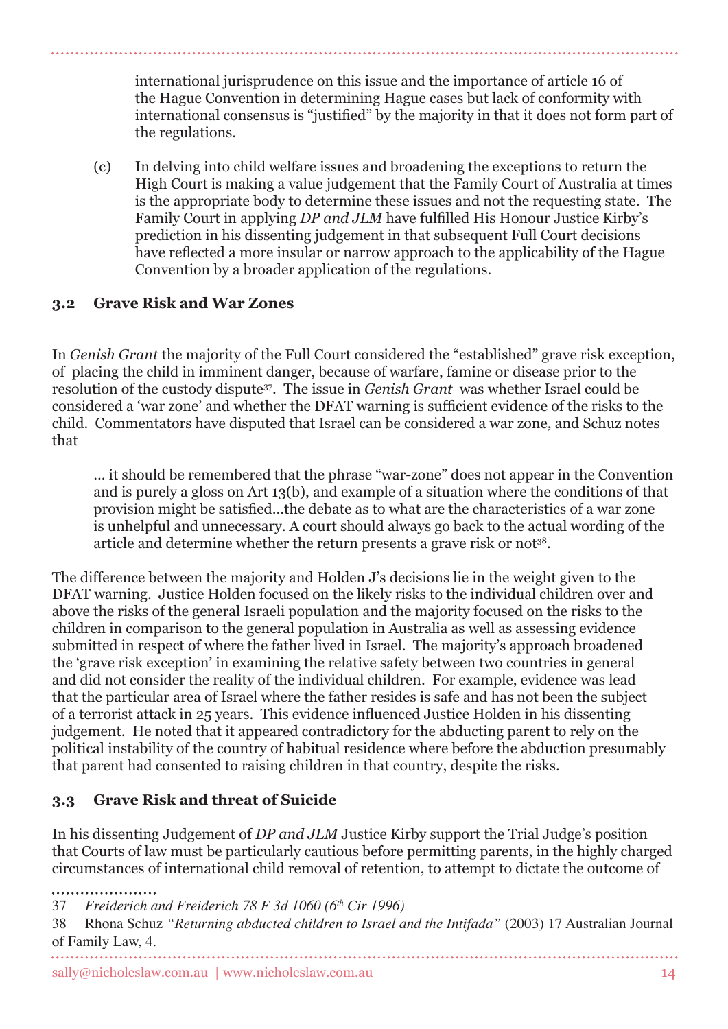international jurisprudence on this issue and the importance of article 16 of the Hague Convention in determining Hague cases but lack of conformity with international consensus is "justified" by the majority in that it does not form part of the regulations.

(c) In delving into child welfare issues and broadening the exceptions to return the High Court is making a value judgement that the Family Court of Australia at times is the appropriate body to determine these issues and not the requesting state. The Family Court in applying *DP and JLM* have fulfilled His Honour Justice Kirby's prediction in his dissenting judgement in that subsequent Full Court decisions have reflected a more insular or narrow approach to the applicability of the Hague Convention by a broader application of the regulations.

### 3.2 Grave Risk and War Zones

In *Genish Grant* the majority of the Full Court considered the "established" grave risk exception, of placing the child in imminent danger, because of warfare, famine or disease prior to the resolution of the custody dispute[37]. The issue in *Genish Grant* was whether Israel could be considered a 'war zone' and whether the DFAT warning is sufficient evidence of the risks to the child. Commentators have disputed that Israel can be considered a war zone, and Schuz notes that

> … it should be remembered that the phrase "war-zone" does not appear in the Convention and is purely a gloss on Art 13(b), and example of a situation where the conditions of that provision might be satisfied…the debate as to what are the characteristics of a war zone is unhelpful and unnecessary. A court should always go back to the actual wording of the article and determine whether the return presents a grave risk or not[38].

The difference between the majority and Holden J's decisions lie in the weight given to the DFAT warning. Justice Holden focused on the likely risks to the individual children over and above the risks of the general Israeli population and the majority focused on the risks to the children in comparison to the general population in Australia as well as assessing evidence submitted in respect of where the father lived in Israel. The majority's approach broadened the 'grave risk exception' in examining the relative safety between two countries in general and did not consider the reality of the individual children. For example, evidence was lead that the particular area of Israel where the father resides is safe and has not been the subject of a terrorist attack in 25 years. This evidence influenced Justice Holden in his dissenting judgement. He noted that it appeared contradictory for the abducting parent to rely on the political instability of the country of habitual residence where before the abduction presumably that parent had consented to raising children in that country, despite the risks.

### 3.3 Grave Risk and threat of Suicide

In his dissenting Judgement of *DP and JLM* Justice Kirby support the Trial Judge's position that Courts of law must be particularly cautious before permitting parents, in the highly charged circumstances of international child removal of retention, to attempt to dictate the outcome of

---

37 *Freiderich and Freiderich 78 F 3d 1060 (6th Cir 1996)*

38 Rhona Schuz *"Returning abducted children to Israel and the Intifada"* (2003) 17 Australian Journal of Family Law, 4.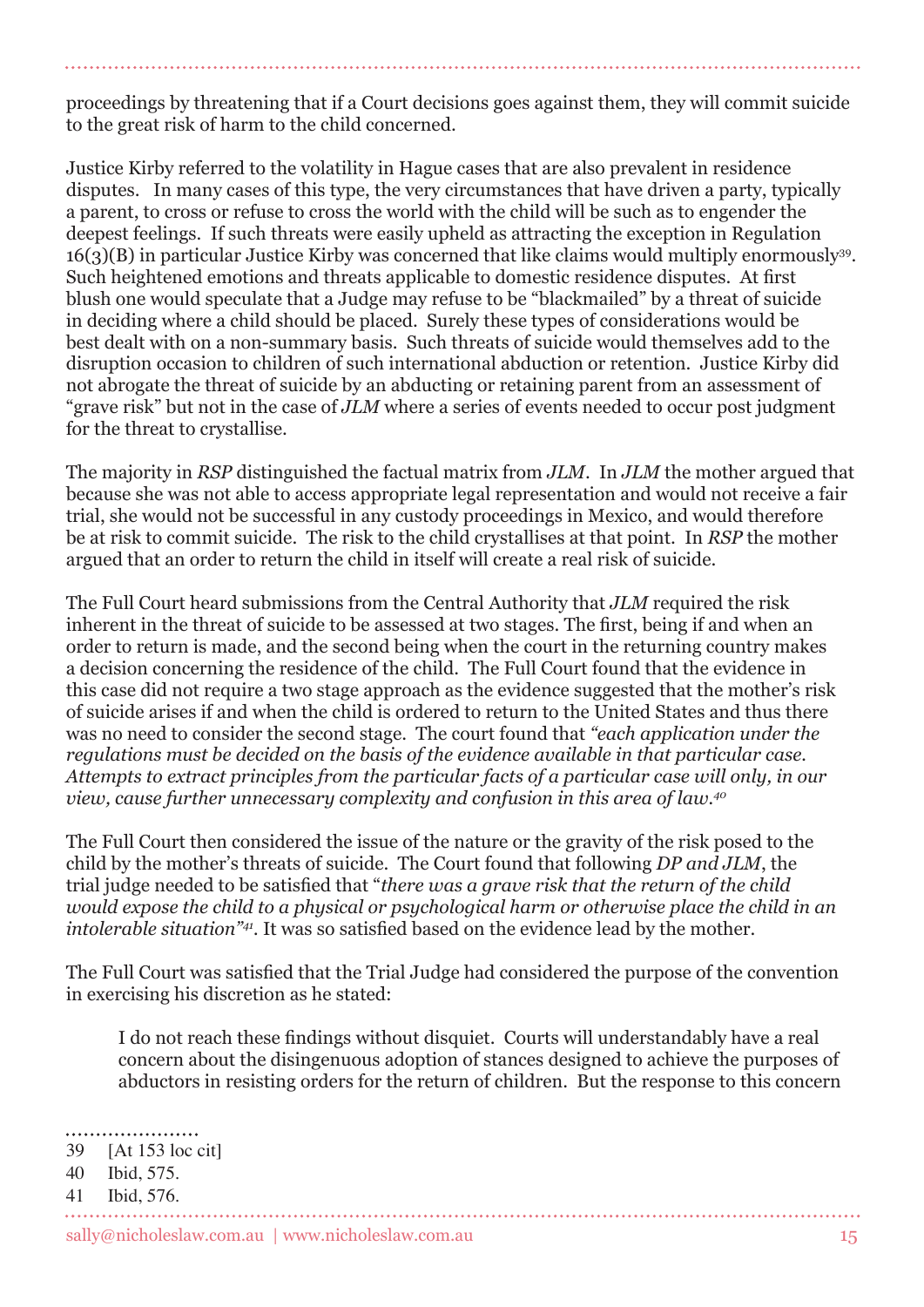proceedings by threatening that if a Court decisions goes against them, they will commit suicide to the great risk of harm to the child concerned.

Justice Kirby referred to the volatility in Hague cases that are also prevalent in residence disputes. In many cases of this type, the very circumstances that have driven a party, typically a parent, to cross or refuse to cross the world with the child will be such as to engender the deepest feelings. If such threats were easily upheld as attracting the exception in Regulation 16(3)(B) in particular Justice Kirby was concerned that like claims would multiply enormously[39]. Such heightened emotions and threats applicable to domestic residence disputes. At first blush one would speculate that a Judge may refuse to be "blackmailed" by a threat of suicide in deciding where a child should be placed. Surely these types of considerations would be best dealt with on a non-summary basis. Such threats of suicide would themselves add to the disruption occasion to children of such international abduction or retention. Justice Kirby did not abrogate the threat of suicide by an abducting or retaining parent from an assessment of "grave risk" but not in the case of *JLM* where a series of events needed to occur post judgment for the threat to crystallise.

The majority in *RSP* distinguished the factual matrix from *JLM*. In *JLM* the mother argued that because she was not able to access appropriate legal representation and would not receive a fair trial, she would not be successful in any custody proceedings in Mexico, and would therefore be at risk to commit suicide. The risk to the child crystallises at that point. In *RSP* the mother argued that an order to return the child in itself will create a real risk of suicide.

The Full Court heard submissions from the Central Authority that *JLM* required the risk inherent in the threat of suicide to be assessed at two stages. The first, being if and when an order to return is made, and the second being when the court in the returning country makes a decision concerning the residence of the child. The Full Court found that the evidence in this case did not require a two stage approach as the evidence suggested that the mother's risk of suicide arises if and when the child is ordered to return to the United States and thus there was no need to consider the second stage. The court found that *"each application under the regulations must be decided on the basis of the evidence available in that particular case. Attempts to extract principles from the particular facts of a particular case will only, in our view, cause further unnecessary complexity and confusion in this area of law.*[40]

The Full Court then considered the issue of the nature or the gravity of the risk posed to the child by the mother's threats of suicide. The Court found that following *DP and JLM*, the trial judge needed to be satisfied that "*there was a grave risk that the return of the child would expose the child to a physical or psychological harm or otherwise place the child in an intolerable situation"*[41]. It was so satisfied based on the evidence lead by the mother.

The Full Court was satisfied that the Trial Judge had considered the purpose of the convention in exercising his discretion as he stated:

> I do not reach these findings without disquiet. Courts will understandably have a real concern about the disingenuous adoption of stances designed to achieve the purposes of abductors in resisting orders for the return of children. But the response to this concern

---

39 [At 153 loc cit]

40 Ibid, 575.

41 Ibid, 576.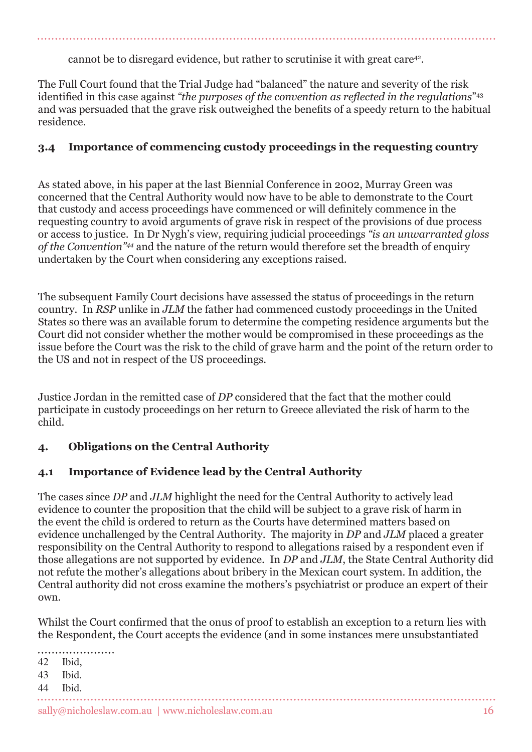cannot be to disregard evidence, but rather to scrutinise it with great care[42].

The Full Court found that the Trial Judge had "balanced" the nature and severity of the risk identified in this case against *"the purposes of the convention as reflected in the regulations"*[43] and was persuaded that the grave risk outweighed the benefits of a speedy return to the habitual residence.

### 3.4 Importance of commencing custody proceedings in the requesting country

As stated above, in his paper at the last Biennial Conference in 2002, Murray Green was concerned that the Central Authority would now have to be able to demonstrate to the Court that custody and access proceedings have commenced or will definitely commence in the requesting country to avoid arguments of grave risk in respect of the provisions of due process or access to justice. In Dr Nygh's view, requiring judicial proceedings *"is an unwarranted gloss of the Convention"*[44] and the nature of the return would therefore set the breadth of enquiry undertaken by the Court when considering any exceptions raised.

The subsequent Family Court decisions have assessed the status of proceedings in the return country. In *RSP* unlike in *JLM* the father had commenced custody proceedings in the United States so there was an available forum to determine the competing residence arguments but the Court did not consider whether the mother would be compromised in these proceedings as the issue before the Court was the risk to the child of grave harm and the point of the return order to the US and not in respect of the US proceedings.

Justice Jordan in the remitted case of *DP* considered that the fact that the mother could participate in custody proceedings on her return to Greece alleviated the risk of harm to the child.

## 4. Obligations on the Central Authority

### 4.1 Importance of Evidence lead by the Central Authority

The cases since *DP* and *JLM* highlight the need for the Central Authority to actively lead evidence to counter the proposition that the child will be subject to a grave risk of harm in the event the child is ordered to return as the Courts have determined matters based on evidence unchallenged by the Central Authority. The majority in *DP* and *JLM* placed a greater responsibility on the Central Authority to respond to allegations raised by a respondent even if those allegations are not supported by evidence. In *DP* and *JLM*, the State Central Authority did not refute the mother's allegations about bribery in the Mexican court system. In addition, the Central authority did not cross examine the mothers's psychiatrist or produce an expert of their own.

Whilst the Court confirmed that the onus of proof to establish an exception to a return lies with the Respondent, the Court accepts the evidence (and in some instances mere unsubstantiated

42 Ibid,

43 Ibid.

44 Ibid.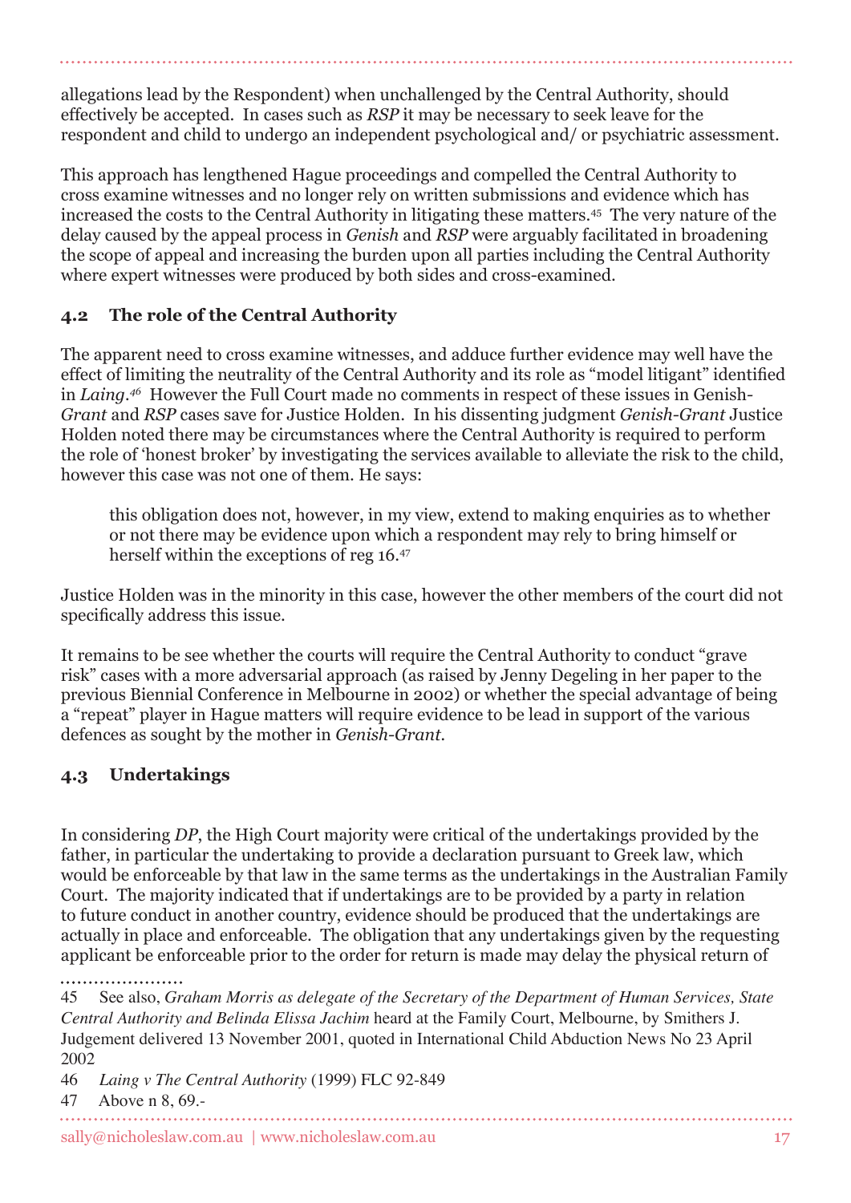allegations lead by the Respondent) when unchallenged by the Central Authority, should effectively be accepted. In cases such as *RSP* it may be necessary to seek leave for the respondent and child to undergo an independent psychological and/ or psychiatric assessment.

This approach has lengthened Hague proceedings and compelled the Central Authority to cross examine witnesses and no longer rely on written submissions and evidence which has increased the costs to the Central Authority in litigating these matters.[45] The very nature of the delay caused by the appeal process in *Genish* and *RSP* were arguably facilitated in broadening the scope of appeal and increasing the burden upon all parties including the Central Authority where expert witnesses were produced by both sides and cross-examined.

### 4.2 The role of the Central Authority

The apparent need to cross examine witnesses, and adduce further evidence may well have the effect of limiting the neutrality of the Central Authority and its role as "model litigant" identified in *Laing*.[46] However the Full Court made no comments in respect of these issues in Genish-*Grant* and *RSP* cases save for Justice Holden. In his dissenting judgment *Genish-Grant* Justice Holden noted there may be circumstances where the Central Authority is required to perform the role of 'honest broker' by investigating the services available to alleviate the risk to the child, however this case was not one of them. He says:

> this obligation does not, however, in my view, extend to making enquiries as to whether or not there may be evidence upon which a respondent may rely to bring himself or herself within the exceptions of reg 16.[47]

Justice Holden was in the minority in this case, however the other members of the court did not specifically address this issue.

It remains to be see whether the courts will require the Central Authority to conduct "grave risk" cases with a more adversarial approach (as raised by Jenny Degeling in her paper to the previous Biennial Conference in Melbourne in 2002) or whether the special advantage of being a "repeat" player in Hague matters will require evidence to be lead in support of the various defences as sought by the mother in *Genish-Grant*.

### 4.3 Undertakings

In considering *DP*, the High Court majority were critical of the undertakings provided by the father, in particular the undertaking to provide a declaration pursuant to Greek law, which would be enforceable by that law in the same terms as the undertakings in the Australian Family Court. The majority indicated that if undertakings are to be provided by a party in relation to future conduct in another country, evidence should be produced that the undertakings are actually in place and enforceable. The obligation that any undertakings given by the requesting applicant be enforceable prior to the order for return is made may delay the physical return of

---

45 See also, *Graham Morris as delegate of the Secretary of the Department of Human Services, State Central Authority and Belinda Elissa Jachim* heard at the Family Court, Melbourne, by Smithers J. Judgement delivered 13 November 2001, quoted in International Child Abduction News No 23 April 2002

46 *Laing v The Central Authority* (1999) FLC 92-849

47 Above n 8, 69.-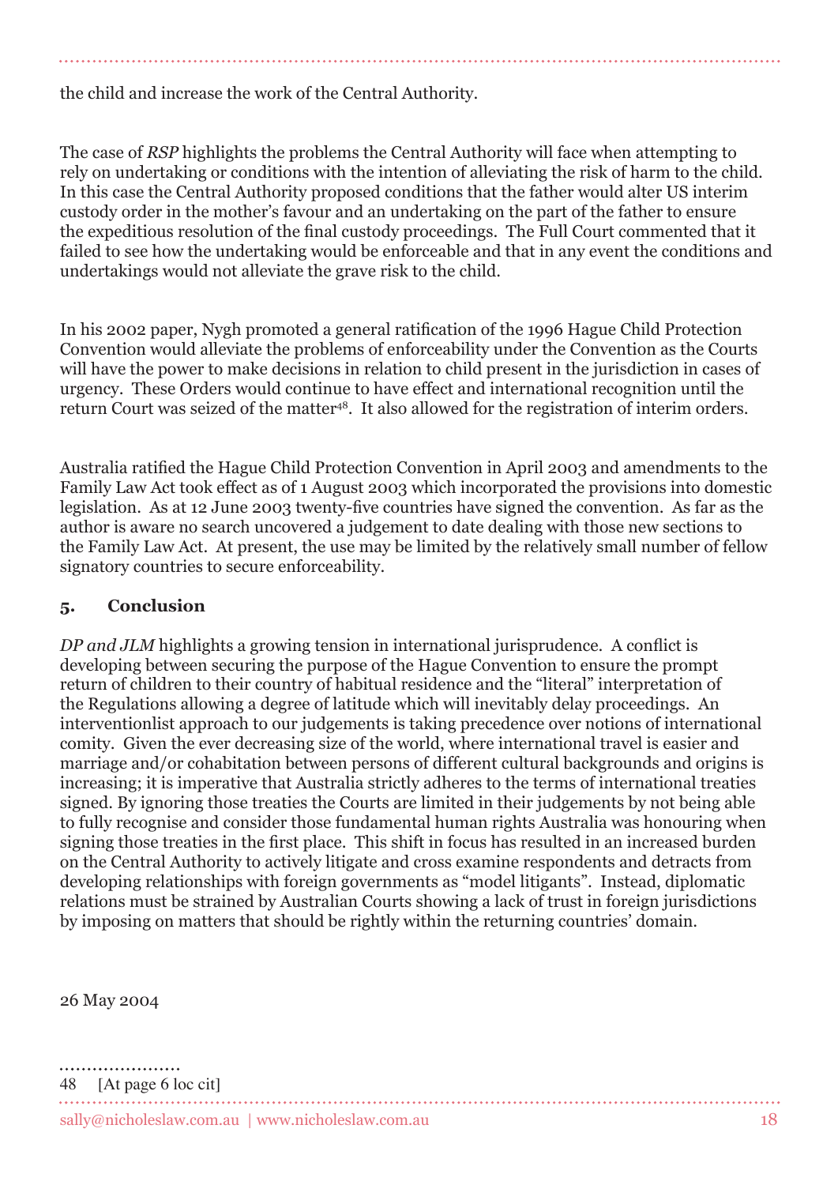the child and increase the work of the Central Authority.

The case of *RSP* highlights the problems the Central Authority will face when attempting to rely on undertaking or conditions with the intention of alleviating the risk of harm to the child. In this case the Central Authority proposed conditions that the father would alter US interim custody order in the mother's favour and an undertaking on the part of the father to ensure the expeditious resolution of the final custody proceedings. The Full Court commented that it failed to see how the undertaking would be enforceable and that in any event the conditions and undertakings would not alleviate the grave risk to the child.

In his 2002 paper, Nygh promoted a general ratification of the 1996 Hague Child Protection Convention would alleviate the problems of enforceability under the Convention as the Courts will have the power to make decisions in relation to child present in the jurisdiction in cases of urgency. These Orders would continue to have effect and international recognition until the return Court was seized of the matter[48]. It also allowed for the registration of interim orders.

Australia ratified the Hague Child Protection Convention in April 2003 and amendments to the Family Law Act took effect as of 1 August 2003 which incorporated the provisions into domestic legislation. As at 12 June 2003 twenty-five countries have signed the convention. As far as the author is aware no search uncovered a judgement to date dealing with those new sections to the Family Law Act. At present, the use may be limited by the relatively small number of fellow signatory countries to secure enforceability.

## 5. Conclusion

*DP and JLM* highlights a growing tension in international jurisprudence. A conflict is developing between securing the purpose of the Hague Convention to ensure the prompt return of children to their country of habitual residence and the "literal" interpretation of the Regulations allowing a degree of latitude which will inevitably delay proceedings. An interventionlist approach to our judgements is taking precedence over notions of international comity. Given the ever decreasing size of the world, where international travel is easier and marriage and/or cohabitation between persons of different cultural backgrounds and origins is increasing; it is imperative that Australia strictly adheres to the terms of international treaties signed. By ignoring those treaties the Courts are limited in their judgements by not being able to fully recognise and consider those fundamental human rights Australia was honouring when signing those treaties in the first place. This shift in focus has resulted in an increased burden on the Central Authority to actively litigate and cross examine respondents and detracts from developing relationships with foreign governments as "model litigants". Instead, diplomatic relations must be strained by Australian Courts showing a lack of trust in foreign jurisdictions by imposing on matters that should be rightly within the returning countries' domain.

26 May 2004

48 [At page 6 loc cit]